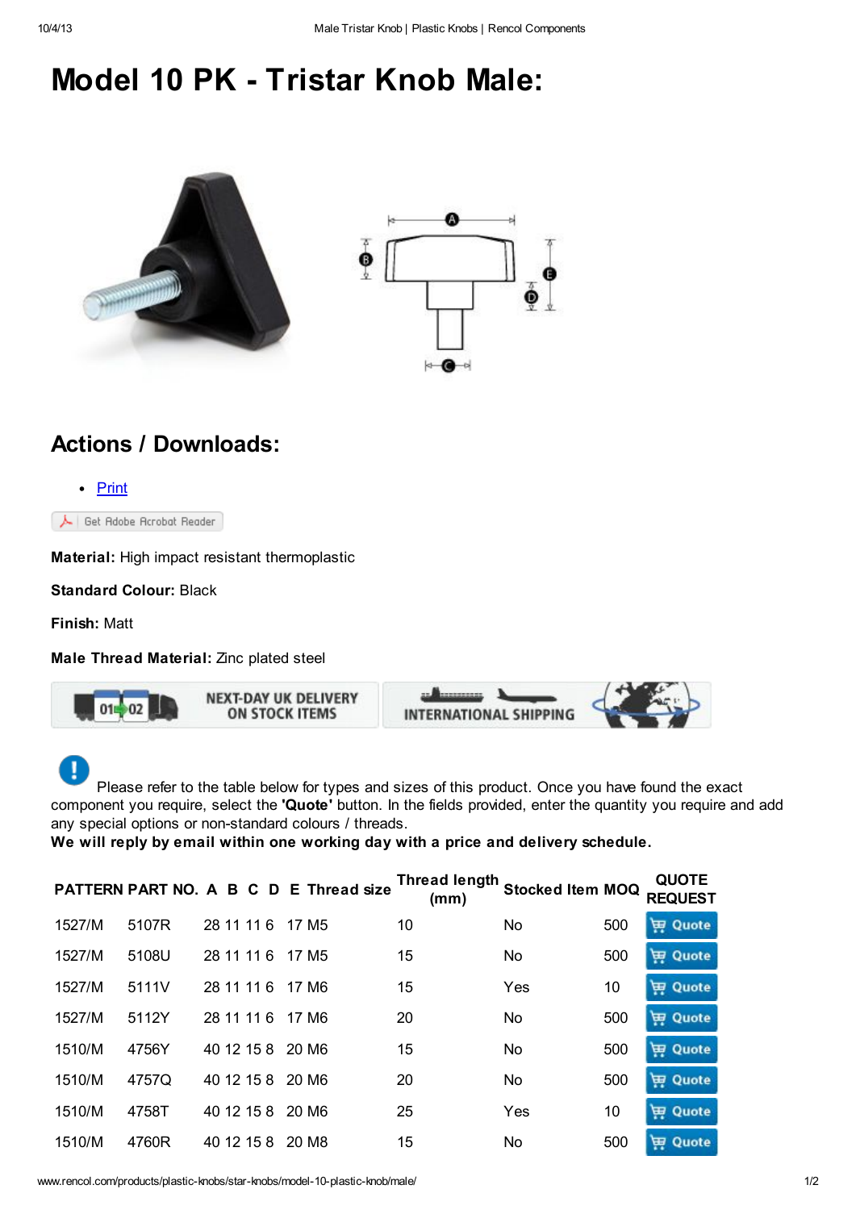# Model 10 PK - Tristar Knob Male:

## Actions / Downloads:

- Print

Get Adobe Acrobat Reader

**Material:** High impact resistant thermoplastic

**Standard Colour:** Black

**Finish:** Matt

**Male Thread Material:** Zinc plated steel

NEXT-DAY UK DELIVERY ON STOCK ITEMS

INTERNATIONAL SHIPPING

Please refer to the table below for types and sizes of this product. Once you have found the exact component you require, select the **'Quote'** button. In the fields provided, enter the quantity you require and add any special options or non-standard colours / threads.

**We will reply by email within one working day with a price and delivery schedule.**

| PATTERN | PART NO. | A | B | C | D | E | Thread size | Thread length (mm) | Stocked Item | MOQ | QUOTE REQUEST |
|---|---|---|---|---|---|---|---|---|---|---|---|
| 1527/M | 5107R | 28 | 11 | 11 | 6 | 17 | M5 | 10 | No | 500 | Quote |
| 1527/M | 5108U | 28 | 11 | 11 | 6 | 17 | M5 | 15 | No | 500 | Quote |
| 1527/M | 5111V | 28 | 11 | 11 | 6 | 17 | M6 | 15 | Yes | 10 | Quote |
| 1527/M | 5112Y | 28 | 11 | 11 | 6 | 17 | M6 | 20 | No | 500 | Quote |
| 1510/M | 4756Y | 40 | 12 | 15 | 8 | 20 | M6 | 15 | No | 500 | Quote |
| 1510/M | 4757Q | 40 | 12 | 15 | 8 | 20 | M6 | 20 | No | 500 | Quote |
| 1510/M | 4758T | 40 | 12 | 15 | 8 | 20 | M6 | 25 | Yes | 10 | Quote |
| 1510/M | 4760R | 40 | 12 | 15 | 8 | 20 | M8 | 15 | No | 500 | Quote |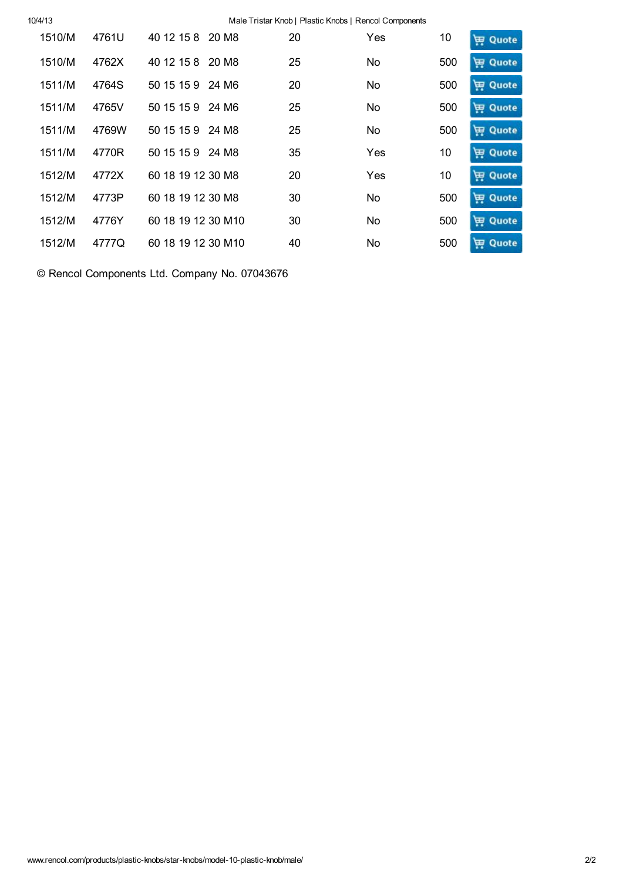| | | | | | | |
|---|---|---|---|---|---|---|
| 1510/M | 4761U | 40 12 15 8 20 M8 | 20 | Yes | 10 | Quote |
| 1510/M | 4762X | 40 12 15 8 20 M8 | 25 | No | 500 | Quote |
| 1511/M | 4764S | 50 15 15 9 24 M6 | 20 | No | 500 | Quote |
| 1511/M | 4765V | 50 15 15 9 24 M6 | 25 | No | 500 | Quote |
| 1511/M | 4769W | 50 15 15 9 24 M8 | 25 | No | 500 | Quote |
| 1511/M | 4770R | 50 15 15 9 24 M8 | 35 | Yes | 10 | Quote |
| 1512/M | 4772X | 60 18 19 12 30 M8 | 20 | Yes | 10 | Quote |
| 1512/M | 4773P | 60 18 19 12 30 M8 | 30 | No | 500 | Quote |
| 1512/M | 4776Y | 60 18 19 12 30 M10 | 30 | No | 500 | Quote |
| 1512/M | 4777Q | 60 18 19 12 30 M10 | 40 | No | 500 | Quote |

© Rencol Components Ltd. Company No. 07043676